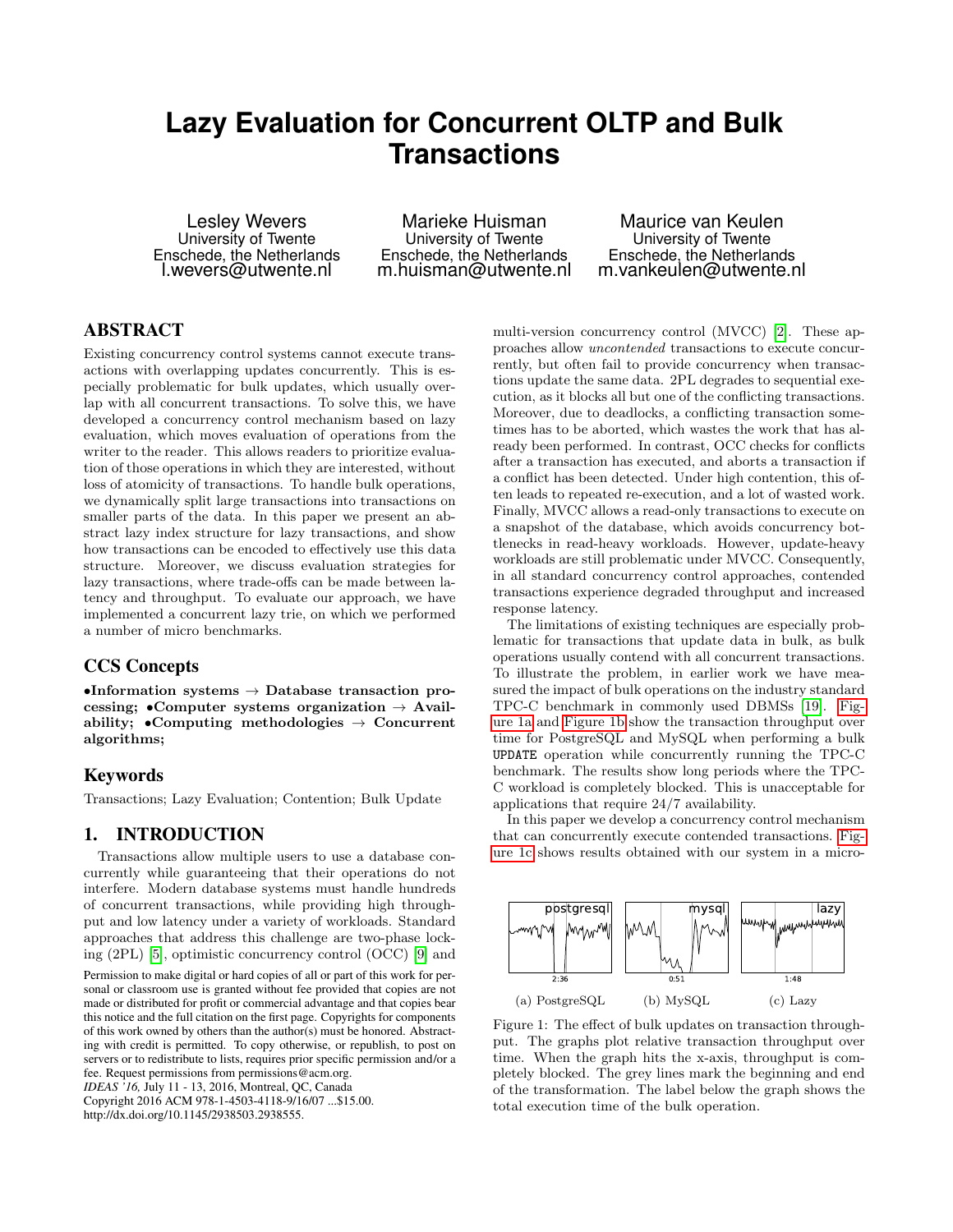# Lazy Evaluation for Concurrent OLTP and Bulk Transactions

Lesley Wevers
University of Twente
Enschede, the Netherlands
l.wevers@utwente.nl

Marieke Huisman
University of Twente
Enschede, the Netherlands
m.huisman@utwente.nl

Maurice van Keulen
University of Twente
Enschede, the Netherlands
m.vankeulen@utwente.nl

## ABSTRACT

Existing concurrency control systems cannot execute transactions with overlapping updates concurrently. This is especially problematic for bulk updates, which usually overlap with all concurrent transactions. To solve this, we have developed a concurrency control mechanism based on lazy evaluation, which moves evaluation of operations from the writer to the reader. This allows readers to prioritize evaluation of those operations in which they are interested, without loss of atomicity of transactions. To handle bulk operations, we dynamically split large transactions into transactions on smaller parts of the data. In this paper we present an abstract lazy index structure for lazy transactions, and show how transactions can be encoded to effectively use this data structure. Moreover, we discuss evaluation strategies for lazy transactions, where trade-offs can be made between latency and throughput. To evaluate our approach, we have implemented a concurrent lazy trie, on which we performed a number of micro benchmarks.

## CCS Concepts

**•Information systems → Database transaction processing; •Computer systems organization → Availability; •Computing methodologies → Concurrent algorithms;**

## Keywords

Transactions; Lazy Evaluation; Contention; Bulk Update

## 1. INTRODUCTION

Transactions allow multiple users to use a database concurrently while guaranteeing that their operations do not interfere. Modern database systems must handle hundreds of concurrent transactions, while providing high throughput and low latency under a variety of workloads. Standard approaches that address this challenge are two-phase locking (2PL) [5], optimistic concurrency control (OCC) [9] and multi-version concurrency control (MVCC) [2]. These approaches allow *uncontended* transactions to execute concurrently, but often fail to provide concurrency when transactions update the same data. 2PL degrades to sequential execution, as it blocks all but one of the conflicting transactions. Moreover, due to deadlocks, a conflicting transaction sometimes has to be aborted, which wastes the work that has already been performed. In contrast, OCC checks for conflicts after a transaction has executed, and aborts a transaction if a conflict has been detected. Under high contention, this often leads to repeated re-execution, and a lot of wasted work. Finally, MVCC allows a read-only transactions to execute on a snapshot of the database, which avoids concurrency bottlenecks in read-heavy workloads. However, update-heavy workloads are still problematic under MVCC. Consequently, in all standard concurrency control approaches, contended transactions experience degraded throughput and increased response latency.

The limitations of existing techniques are especially problematic for transactions that update data in bulk, as bulk operations usually contend with all concurrent transactions. To illustrate the problem, in earlier work we have measured the impact of bulk operations on the industry standard TPC-C benchmark in commonly used DBMSs [19]. Figure 1a and Figure 1b show the transaction throughput over time for PostgreSQL and MySQL when performing a bulk `UPDATE` operation while concurrently running the TPC-C benchmark. The results show long periods where the TPC-C workload is completely blocked. This is unacceptable for applications that require 24/7 availability.

In this paper we develop a concurrency control mechanism that can concurrently execute contended transactions. Figure 1c shows results obtained with our system in a micro-

(a) PostgreSQL — 2:36  (b) MySQL — 0:51  (c) Lazy — 1:48

Figure 1: The effect of bulk updates on transaction throughput. The graphs plot relative transaction throughput over time. When the graph hits the x-axis, throughput is completely blocked. The grey lines mark the beginning and end of the transformation. The label below the graph shows the total execution time of the bulk operation.

Permission to make digital or hard copies of all or part of this work for personal or classroom use is granted without fee provided that copies are not made or distributed for profit or commercial advantage and that copies bear this notice and the full citation on the first page. Copyrights for components of this work owned by others than the author(s) must be honored. Abstracting with credit is permitted. To copy otherwise, or republish, to post on servers or to redistribute to lists, requires prior specific permission and/or a fee. Request permissions from permissions@acm.org.
*IDEAS '16,* July 11 - 13, 2016, Montreal, QC, Canada
Copyright 2016 ACM 978-1-4503-4118-9/16/07 ...$15.00.
http://dx.doi.org/10.1145/2938503.2938555.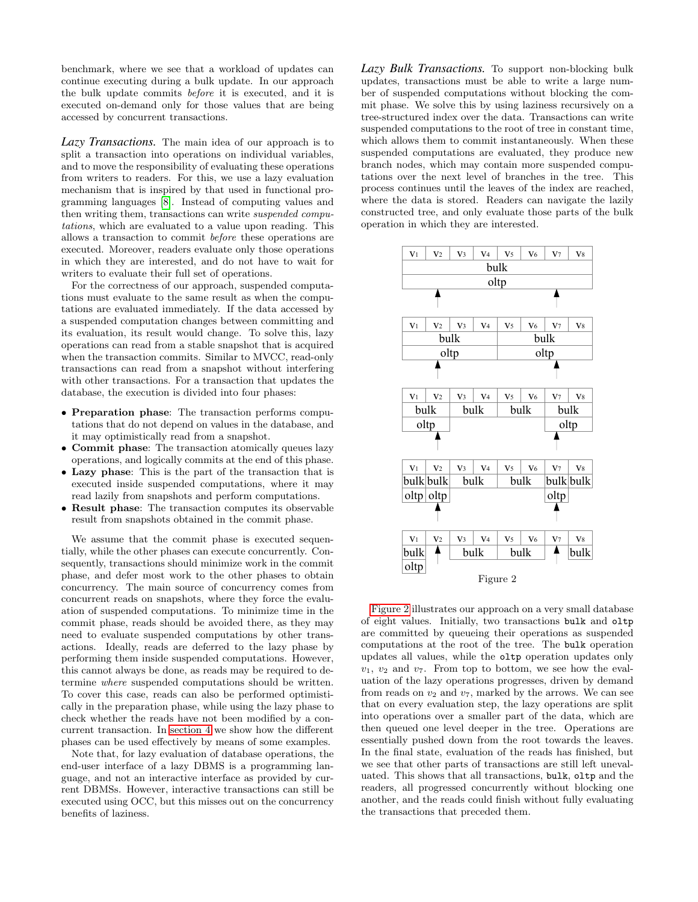benchmark, where we see that a workload of updates can continue executing during a bulk update. In our approach the bulk update commits *before* it is executed, and it is executed on-demand only for those values that are being accessed by concurrent transactions.

*Lazy Transactions.* The main idea of our approach is to split a transaction into operations on individual variables, and to move the responsibility of evaluating these operations from writers to readers. For this, we use a lazy evaluation mechanism that is inspired by that used in functional programming languages [8]. Instead of computing values and then writing them, transactions can write *suspended computations*, which are evaluated to a value upon reading. This allows a transaction to commit *before* these operations are executed. Moreover, readers evaluate only those operations in which they are interested, and do not have to wait for writers to evaluate their full set of operations.

For the correctness of our approach, suspended computations must evaluate to the same result as when the computations are evaluated immediately. If the data accessed by a suspended computation changes between committing and its evaluation, its result would change. To solve this, lazy operations can read from a stable snapshot that is acquired when the transaction commits. Similar to MVCC, read-only transactions can read from a snapshot without interfering with other transactions. For a transaction that updates the database, the execution is divided into four phases:

- **Preparation phase**: The transaction performs computations that do not depend on values in the database, and it may optimistically read from a snapshot.
- **Commit phase**: The transaction atomically queues lazy operations, and logically commits at the end of this phase.
- **Lazy phase**: This is the part of the transaction that is executed inside suspended computations, where it may read lazily from snapshots and perform computations.
- **Result phase**: The transaction computes its observable result from snapshots obtained in the commit phase.

We assume that the commit phase is executed sequentially, while the other phases can execute concurrently. Consequently, transactions should minimize work in the commit phase, and defer most work to the other phases to obtain concurrency. The main source of concurrency comes from concurrent reads on snapshots, where they force the evaluation of suspended computations. To minimize time in the commit phase, reads should be avoided there, as they may need to evaluate suspended computations by other transactions. Ideally, reads are deferred to the lazy phase by performing them inside suspended computations. However, this cannot always be done, as reads may be required to determine *where* suspended computations should be written. To cover this case, reads can also be performed optimistically in the preparation phase, while using the lazy phase to check whether the reads have not been modified by a concurrent transaction. In section 4 we show how the different phases can be used effectively by means of some examples.

Note that, for lazy evaluation of database operations, the end-user interface of a lazy DBMS is a programming language, and not an interactive interface as provided by current DBMSs. However, interactive transactions can still be executed using OCC, but this misses out on the concurrency benefits of laziness.

*Lazy Bulk Transactions.* To support non-blocking bulk updates, transactions must be able to write a large number of suspended computations without blocking the commit phase. We solve this by using laziness recursively on a tree-structured index over the data. Transactions can write suspended computations to the root of tree in constant time, which allows them to commit instantaneously. When these suspended computations are evaluated, they produce new branch nodes, which may contain more suspended computations over the next level of branches in the tree. This process continues until the leaves of the index are reached, where the data is stored. Readers can navigate the lazily constructed tree, and only evaluate those parts of the bulk operation in which they are interested.

V1 V2 V3 V4 V5 V6 V7 V8
bulk
oltp

V1 V2 V3 V4 V5 V6 V7 V8
bulk bulk
oltp oltp

V1 V2 V3 V4 V5 V6 V7 V8
bulk bulk bulk bulk
oltp oltp

V1 V2 V3 V4 V5 V6 V7 V8
bulk bulk bulk bulk bulk bulk
oltp oltp oltp

V1 V2 V3 V4 V5 V6 V7 V8
bulk bulk bulk bulk
oltp

Figure 2

Figure 2 illustrates our approach on a very small database of eight values. Initially, two transactions `bulk` and `oltp` are committed by queueing their operations as suspended computations at the root of the tree. The `bulk` operation updates all values, while the `oltp` operation updates only $v_1$, $v_2$ and $v_7$. From top to bottom, we see how the evaluation of the lazy operations progresses, driven by demand from reads on $v_2$ and $v_7$, marked by the arrows. We can see that on every evaluation step, the lazy operations are split into operations over a smaller part of the data, which are then queued one level deeper in the tree. Operations are essentially pushed down from the root towards the leaves. In the final state, evaluation of the reads has finished, but we see that other parts of transactions are still left unevaluated. This shows that all transactions, `bulk`, `oltp` and the readers, all progressed concurrently without blocking one another, and the reads could finish without fully evaluating the transactions that preceded them.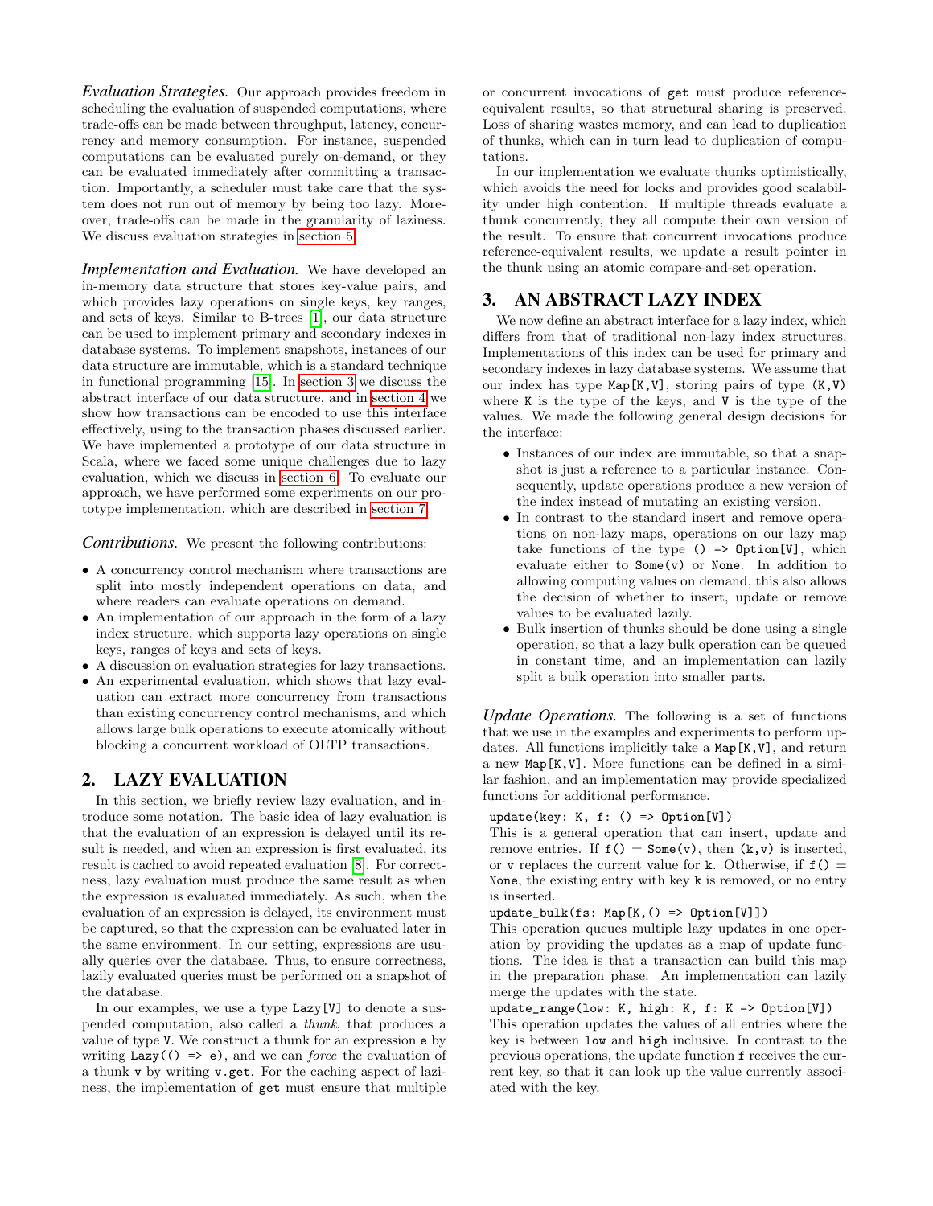*Evaluation Strategies.* Our approach provides freedom in scheduling the evaluation of suspended computations, where trade-offs can be made between throughput, latency, concurrency and memory consumption. For instance, suspended computations can be evaluated purely on-demand, or they can be evaluated immediately after committing a transaction. Importantly, a scheduler must take care that the system does not run out of memory by being too lazy. Moreover, trade-offs can be made in the granularity of laziness. We discuss evaluation strategies in section 5.

*Implementation and Evaluation.* We have developed an in-memory data structure that stores key-value pairs, and which provides lazy operations on single keys, key ranges, and sets of keys. Similar to B-trees [1], our data structure can be used to implement primary and secondary indexes in database systems. To implement snapshots, instances of our data structure are immutable, which is a standard technique in functional programming [15]. In section 3 we discuss the abstract interface of our data structure, and in section 4 we show how transactions can be encoded to use this interface effectively, using to the transaction phases discussed earlier. We have implemented a prototype of our data structure in Scala, where we faced some unique challenges due to lazy evaluation, which we discuss in section 6. To evaluate our approach, we have performed some experiments on our prototype implementation, which are described in section 7.

*Contributions.* We present the following contributions:

- A concurrency control mechanism where transactions are split into mostly independent operations on data, and where readers can evaluate operations on demand.
- An implementation of our approach in the form of a lazy index structure, which supports lazy operations on single keys, ranges of keys and sets of keys.
- A discussion on evaluation strategies for lazy transactions.
- An experimental evaluation, which shows that lazy evaluation can extract more concurrency from transactions than existing concurrency control mechanisms, and which allows large bulk operations to execute atomically without blocking a concurrent workload of OLTP transactions.

## 2. LAZY EVALUATION

In this section, we briefly review lazy evaluation, and introduce some notation. The basic idea of lazy evaluation is that the evaluation of an expression is delayed until its result is needed, and when an expression is first evaluated, its result is cached to avoid repeated evaluation [8]. For correctness, lazy evaluation must produce the same result as when the expression is evaluated immediately. As such, when the evaluation of an expression is delayed, its environment must be captured, so that the expression can be evaluated later in the same environment. In our setting, expressions are usually queries over the database. Thus, to ensure correctness, lazily evaluated queries must be performed on a snapshot of the database.

In our examples, we use a type `Lazy[V]` to denote a suspended computation, also called a *thunk*, that produces a value of type `V`. We construct a thunk for an expression `e` by writing `Lazy(() => e)`, and we can *force* the evaluation of a thunk `v` by writing `v.get`. For the caching aspect of laziness, the implementation of `get` must ensure that multiple or concurrent invocations of `get` must produce reference-equivalent results, so that structural sharing is preserved. Loss of sharing wastes memory, and can lead to duplication of thunks, which can in turn lead to duplication of computations.

In our implementation we evaluate thunks optimistically, which avoids the need for locks and provides good scalability under high contention. If multiple threads evaluate a thunk concurrently, they all compute their own version of the result. To ensure that concurrent invocations produce reference-equivalent results, we update a result pointer in the thunk using an atomic compare-and-set operation.

## 3. AN ABSTRACT LAZY INDEX

We now define an abstract interface for a lazy index, which differs from that of traditional non-lazy index structures. Implementations of this index can be used for primary and secondary indexes in lazy database systems. We assume that our index has type `Map[K,V]`, storing pairs of type `(K,V)` where `K` is the type of the keys, and `V` is the type of the values. We made the following general design decisions for the interface:

- Instances of our index are immutable, so that a snapshot is just a reference to a particular instance. Consequently, update operations produce a new version of the index instead of mutating an existing version.
- In contrast to the standard insert and remove operations on non-lazy maps, operations on our lazy map take functions of the type `() => Option[V]`, which evaluate either to `Some(v)` or `None`. In addition to allowing computing values on demand, this also allows the decision of whether to insert, update or remove values to be evaluated lazily.
- Bulk insertion of thunks should be done using a single operation, so that a lazy bulk operation can be queued in constant time, and an implementation can lazily split a bulk operation into smaller parts.

*Update Operations.* The following is a set of functions that we use in the examples and experiments to perform updates. All functions implicitly take a `Map[K,V]`, and return a new `Map[K,V]`. More functions can be defined in a similar fashion, and an implementation may provide specialized functions for additional performance.

`update(key: K, f: () => Option[V])`
This is a general operation that can insert, update and remove entries. If `f()` = `Some(v)`, then `(k,v)` is inserted, or `v` replaces the current value for `k`. Otherwise, if `f()` = `None`, the existing entry with key `k` is removed, or no entry is inserted.

`update_bulk(fs: Map[K,() => Option[V]])`
This operation queues multiple lazy updates in one operation by providing the updates as a map of update functions. The idea is that a transaction can build this map in the preparation phase. An implementation can lazily merge the updates with the state.

`update_range(low: K, high: K, f: K => Option[V])`
This operation updates the values of all entries where the key is between `low` and `high` inclusive. In contrast to the previous operations, the update function `f` receives the current key, so that it can look up the value currently associated with the key.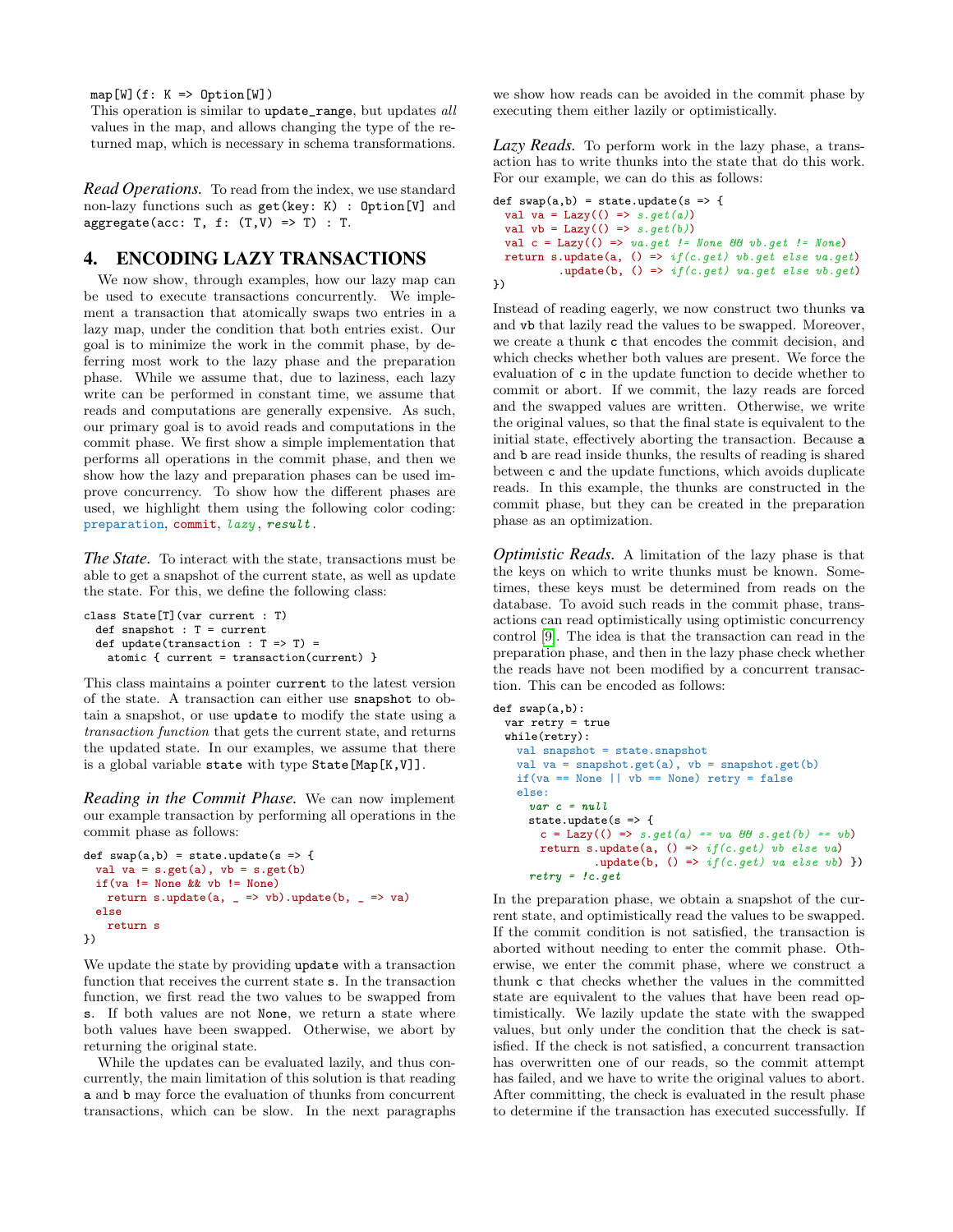```
map[W](f: K => Option[W])
```

This operation is similar to `update_range`, but updates *all* values in the map, and allows changing the type of the returned map, which is necessary in schema transformations.

*Read Operations.* To read from the index, we use standard non-lazy functions such as `get(key: K) : Option[V]` and `aggregate(acc: T, f: (T,V) => T) : T`.

## 4. ENCODING LAZY TRANSACTIONS

We now show, through examples, how our lazy map can be used to execute transactions concurrently. We implement a transaction that atomically swaps two entries in a lazy map, under the condition that both entries exist. Our goal is to minimize the work in the commit phase, by deferring most work to the lazy phase and the preparation phase. While we assume that, due to laziness, each lazy write can be performed in constant time, we assume that reads and computations are generally expensive. As such, our primary goal is to avoid reads and computations in the commit phase. We first show a simple implementation that performs all operations in the commit phase, and then we show how the lazy and preparation phases can be used improve concurrency. To show how the different phases are used, we highlight them using the following color coding: `preparation`, `commit`, *`lazy`*, ***`result`***.

*The State.* To interact with the state, transactions must be able to get a snapshot of the current state, as well as update the state. For this, we define the following class:

```
class State[T](var current : T)
  def snapshot : T = current
  def update(transaction : T => T) =
    atomic { current = transaction(current) }
```

This class maintains a pointer `current` to the latest version of the state. A transaction can either use `snapshot` to obtain a snapshot, or use `update` to modify the state using a *transaction function* that gets the current state, and returns the updated state. In our examples, we assume that there is a global variable `state` with type `State[Map[K,V]]`.

*Reading in the Commit Phase.* We can now implement our example transaction by performing all operations in the commit phase as follows:

```
def swap(a,b) = state.update(s => {
  val va = s.get(a), vb = s.get(b)
  if(va != None && vb != None)
    return s.update(a, _ => vb).update(b, _ => va)
  else
    return s
})
```

We update the state by providing `update` with a transaction function that receives the current state `s`. In the transaction function, we first read the two values to be swapped from `s`. If both values are not `None`, we return a state where both values have been swapped. Otherwise, we abort by returning the original state.

While the updates can be evaluated lazily, and thus concurrently, the main limitation of this solution is that reading `a` and `b` may force the evaluation of thunks from concurrent transactions, which can be slow. In the next paragraphs we show how reads can be avoided in the commit phase by executing them either lazily or optimistically.

*Lazy Reads.* To perform work in the lazy phase, a transaction has to write thunks into the state that do this work. For our example, we can do this as follows:

```
def swap(a,b) = state.update(s => {
  val va = Lazy(() => s.get(a))
  val vb = Lazy(() => s.get(b))
  val c = Lazy(() => va.get != None && vb.get != None)
  return s.update(a, () => if(c.get) vb.get else va.get)
          .update(b, () => if(c.get) va.get else vb.get)
})
```

Instead of reading eagerly, we now construct two thunks `va` and `vb` that lazily read the values to be swapped. Moreover, we create a thunk `c` that encodes the commit decision, and which checks whether both values are present. We force the evaluation of `c` in the update function to decide whether to commit or abort. If we commit, the lazy reads are forced and the swapped values are written. Otherwise, we write the original values, so that the final state is equivalent to the initial state, effectively aborting the transaction. Because `a` and `b` are read inside thunks, the results of reading is shared between `c` and the update functions, which avoids duplicate reads. In this example, the thunks are constructed in the commit phase, but they can be created in the preparation phase as an optimization.

*Optimistic Reads.* A limitation of the lazy phase is that the keys on which to write thunks must be known. Sometimes, these keys must be determined from reads on the database. To avoid such reads in the commit phase, transactions can read optimistically using optimistic concurrency control [9]. The idea is that the transaction can read in the preparation phase, and then in the lazy phase check whether the reads have not been modified by a concurrent transaction. This can be encoded as follows:

```
def swap(a,b):
  var retry = true
  while(retry):
    val snapshot = state.snapshot
    val va = snapshot.get(a), vb = snapshot.get(b)
    if(va == None || vb == None) retry = false
    else:
      var c = null
      state.update(s => {
        c = Lazy(() => s.get(a) == va && s.get(b) == vb)
        return s.update(a, () => if(c.get) vb else va)
                .update(b, () => if(c.get) va else vb) })
      retry = !c.get
```

In the preparation phase, we obtain a snapshot of the current state, and optimistically read the values to be swapped. If the commit condition is not satisfied, the transaction is aborted without needing to enter the commit phase. Otherwise, we enter the commit phase, where we construct a thunk `c` that checks whether the values in the committed state are equivalent to the values that have been read optimistically. We lazily update the state with the swapped values, but only under the condition that the check is satisfied. If the check is not satisfied, a concurrent transaction has overwritten one of our reads, so the commit attempt has failed, and we have to write the original values to abort. After committing, the check is evaluated in the result phase to determine if the transaction has executed successfully. If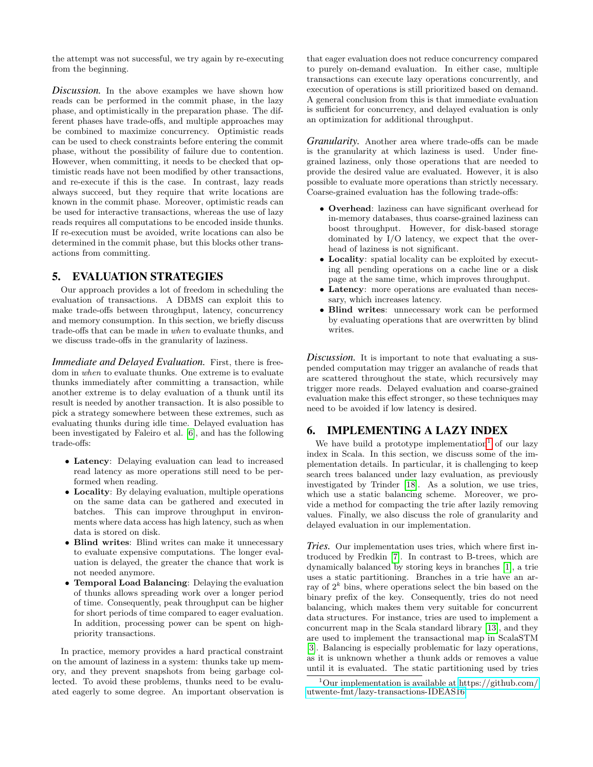the attempt was not successful, we try again by re-executing from the beginning.

*Discussion.* In the above examples we have shown how reads can be performed in the commit phase, in the lazy phase, and optimistically in the preparation phase. The different phases have trade-offs, and multiple approaches may be combined to maximize concurrency. Optimistic reads can be used to check constraints before entering the commit phase, without the possibility of failure due to contention. However, when committing, it needs to be checked that optimistic reads have not been modified by other transactions, and re-execute if this is the case. In contrast, lazy reads always succeed, but they require that write locations are known in the commit phase. Moreover, optimistic reads can be used for interactive transactions, whereas the use of lazy reads requires all computations to be encoded inside thunks. If re-execution must be avoided, write locations can also be determined in the commit phase, but this blocks other transactions from committing.

## 5. EVALUATION STRATEGIES

Our approach provides a lot of freedom in scheduling the evaluation of transactions. A DBMS can exploit this to make trade-offs between throughput, latency, concurrency and memory consumption. In this section, we briefly discuss trade-offs that can be made in *when* to evaluate thunks, and we discuss trade-offs in the granularity of laziness.

*Immediate and Delayed Evaluation.* First, there is freedom in *when* to evaluate thunks. One extreme is to evaluate thunks immediately after committing a transaction, while another extreme is to delay evaluation of a thunk until its result is needed by another transaction. It is also possible to pick a strategy somewhere between these extremes, such as evaluating thunks during idle time. Delayed evaluation has been investigated by Faleiro et al. [6], and has the following trade-offs:

- **Latency**: Delaying evaluation can lead to increased read latency as more operations still need to be performed when reading.
- **Locality**: By delaying evaluation, multiple operations on the same data can be gathered and executed in batches. This can improve throughput in environments where data access has high latency, such as when data is stored on disk.
- **Blind writes**: Blind writes can make it unnecessary to evaluate expensive computations. The longer evaluation is delayed, the greater the chance that work is not needed anymore.
- **Temporal Load Balancing**: Delaying the evaluation of thunks allows spreading work over a longer period of time. Consequently, peak throughput can be higher for short periods of time compared to eager evaluation. In addition, processing power can be spent on high-priority transactions.

In practice, memory provides a hard practical constraint on the amount of laziness in a system: thunks take up memory, and they prevent snapshots from being garbage collected. To avoid these problems, thunks need to be evaluated eagerly to some degree. An important observation is that eager evaluation does not reduce concurrency compared to purely on-demand evaluation. In either case, multiple transactions can execute lazy operations concurrently, and execution of operations is still prioritized based on demand. A general conclusion from this is that immediate evaluation is sufficient for concurrency, and delayed evaluation is only an optimization for additional throughput.

*Granularity.* Another area where trade-offs can be made is the granularity at which laziness is used. Under fine-grained laziness, only those operations that are needed to provide the desired value are evaluated. However, it is also possible to evaluate more operations than strictly necessary. Coarse-grained evaluation has the following trade-offs:

- **Overhead**: laziness can have significant overhead for in-memory databases, thus coarse-grained laziness can boost throughput. However, for disk-based storage dominated by I/O latency, we expect that the overhead of laziness is not significant.
- **Locality**: spatial locality can be exploited by executing all pending operations on a cache line or a disk page at the same time, which improves throughput.
- **Latency**: more operations are evaluated than necessary, which increases latency.
- **Blind writes**: unnecessary work can be performed by evaluating operations that are overwritten by blind writes.

*Discussion.* It is important to note that evaluating a suspended computation may trigger an avalanche of reads that are scattered throughout the state, which recursively may trigger more reads. Delayed evaluation and coarse-grained evaluation make this effect stronger, so these techniques may need to be avoided if low latency is desired.

## 6. IMPLEMENTING A LAZY INDEX

We have build a prototype implementation[1] of our lazy index in Scala. In this section, we discuss some of the implementation details. In particular, it is challenging to keep search trees balanced under lazy evaluation, as previously investigated by Trinder [18]. As a solution, we use tries, which use a static balancing scheme. Moreover, we provide a method for compacting the trie after lazily removing values. Finally, we also discuss the role of granularity and delayed evaluation in our implementation.

*Tries.* Our implementation uses tries, which where first introduced by Fredkin [7]. In contrast to B-trees, which are dynamically balanced by storing keys in branches [1], a trie uses a static partitioning. Branches in a trie have an array of $2^k$ bins, where operations select the bin based on the binary prefix of the key. Consequently, tries do not need balancing, which makes them very suitable for concurrent data structures. For instance, tries are used to implement a concurrent map in the Scala standard library [13], and they are used to implement the transactional map in ScalaSTM [3]. Balancing is especially problematic for lazy operations, as it is unknown whether a thunk adds or removes a value until it is evaluated. The static partitioning used by tries

[1] Our implementation is available at https://github.com/utwente-fmt/lazy-transactions-IDEAS16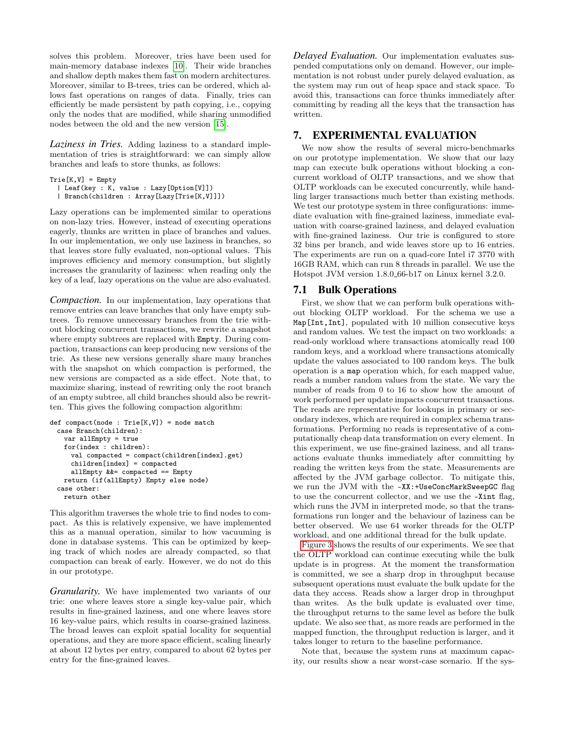solves this problem. Moreover, tries have been used for main-memory database indexes [10]. Their wide branches and shallow depth makes them fast on modern architectures. Moreover, similar to B-trees, tries can be ordered, which allows fast operations on ranges of data. Finally, tries can efficiently be made persistent by path copying, i.e., copying only the nodes that are modified, while sharing unmodified nodes between the old and the new version [15].

***Laziness in Tries.*** Adding laziness to a standard implementation of tries is straightforward: we can simply allow branches and leafs to store thunks, as follows:

```
Trie[K,V] = Empty
  | Leaf(key : K, value : Lazy[Option[V]])
  | Branch(children : Array[Lazy[Trie[K,V]]])
```

Lazy operations can be implemented similar to operations on non-lazy tries. However, instead of executing operations eagerly, thunks are written in place of branches and values. In our implementation, we only use laziness in branches, so that leaves store fully evaluated, non-optional values. This improves efficiency and memory consumption, but slightly increases the granularity of laziness: when reading only the key of a leaf, lazy operations on the value are also evaluated.

***Compaction.*** In our implementation, lazy operations that remove entries can leave branches that only have empty subtrees. To remove unnecessary branches from the trie without blocking concurrent transactions, we rewrite a snapshot where empty subtrees are replaced with `Empty`. During compaction, transactions can keep producing new versions of the trie. As these new versions generally share many branches with the snapshot on which compaction is performed, the new versions are compacted as a side effect. Note that, to maximize sharing, instead of rewriting only the root branch of an empty subtree, all child branches should also be rewritten. This gives the following compaction algorithm:

```
def compact(node : Trie[K,V]) = node match
  case Branch(children):
    var allEmpty = true
    for(index : children):
      val compacted = compact(children[index].get)
      children[index] = compacted
      allEmpty &&= compacted == Empty
    return (if(allEmpty) Empty else node)
  case other:
    return other
```

This algorithm traverses the whole trie to find nodes to compact. As this is relatively expensive, we have implemented this as a manual operation, similar to how vacuuming is done in database systems. This can be optimized by keeping track of which nodes are already compacted, so that compaction can break of early. However, we do not do this in our prototype.

***Granularity.*** We have implemented two variants of our trie: one where leaves store a single key-value pair, which results in fine-grained laziness, and one where leaves store 16 key-value pairs, which results in coarse-grained laziness. The broad leaves can exploit spatial locality for sequential operations, and they are more space efficient, scaling linearly at about 12 bytes per entry, compared to about 62 bytes per entry for the fine-grained leaves.

***Delayed Evaluation.*** Our implementation evaluates suspended computations only on demand. However, our implementation is not robust under purely delayed evaluation, as the system may run out of heap space and stack space. To avoid this, transactions can force thunks immediately after committing by reading all the keys that the transaction has written.

## 7. EXPERIMENTAL EVALUATION

We now show the results of several micro-benchmarks on our prototype implementation. We show that our lazy map can execute bulk operations without blocking a concurrent workload of OLTP transactions, and we show that OLTP workloads can be executed concurrently, while handling larger transactions much better than existing methods. We test our prototype system in three configurations: immediate evaluation with fine-grained laziness, immediate evaluation with coarse-grained laziness, and delayed evaluation with fine-grained laziness. Our trie is configured to store 32 bins per branch, and wide leaves store up to 16 entries. The experiments are run on a quad-core Intel i7 3770 with 16GB RAM, which can run 8 threads in parallel. We use the Hotspot JVM version 1.8.0_66-b17 on Linux kernel 3.2.0.

### 7.1 Bulk Operations

First, we show that we can perform bulk operations without blocking OLTP workload. For the schema we use a `Map[Int,Int]`, populated with 10 million consecutive keys and random values. We test the impact on two workloads: a read-only workload where transactions atomically read 100 random keys, and a workload where transactions atomically update the values associated to 100 random keys. The bulk operation is a `map` operation which, for each mapped value, reads a number random values from the state. We vary the number of reads from 0 to 16 to show how the amount of work performed per update impacts concurrent transactions. The reads are representative for lookups in primary or secondary indexes, which are required in complex schema transformations. Performing no reads is representative of a computationally cheap data transformation on every element. In this experiment, we use fine-grained laziness, and all transactions evaluate thunks immediately after committing by reading the written keys from the state. Measurements are affected by the JVM garbage collector. To mitigate this, we run the JVM with the `-XX:+UseConcMarkSweepGC` flag to use the concurrent collector, and we use the `-Xint` flag, which runs the JVM in interpreted mode, so that the transformations run longer and the behaviour of laziness can be better observed. We use 64 worker threads for the OLTP workload, and one additional thread for the bulk update.

Figure 3 shows the results of our experiments. We see that the OLTP workload can continue executing while the bulk update is in progress. At the moment the transformation is committed, we see a sharp drop in throughput because subsequent operations must evaluate the bulk update for the data they access. Reads show a larger drop in throughput than writes. As the bulk update is evaluated over time, the throughput returns to the same level as before the bulk update. We also see that, as more reads are performed in the mapped function, the throughput reduction is larger, and it takes longer to return to the baseline performance.

Note that, because the system runs at maximum capacity, our results show a near worst-case scenario. If the sys-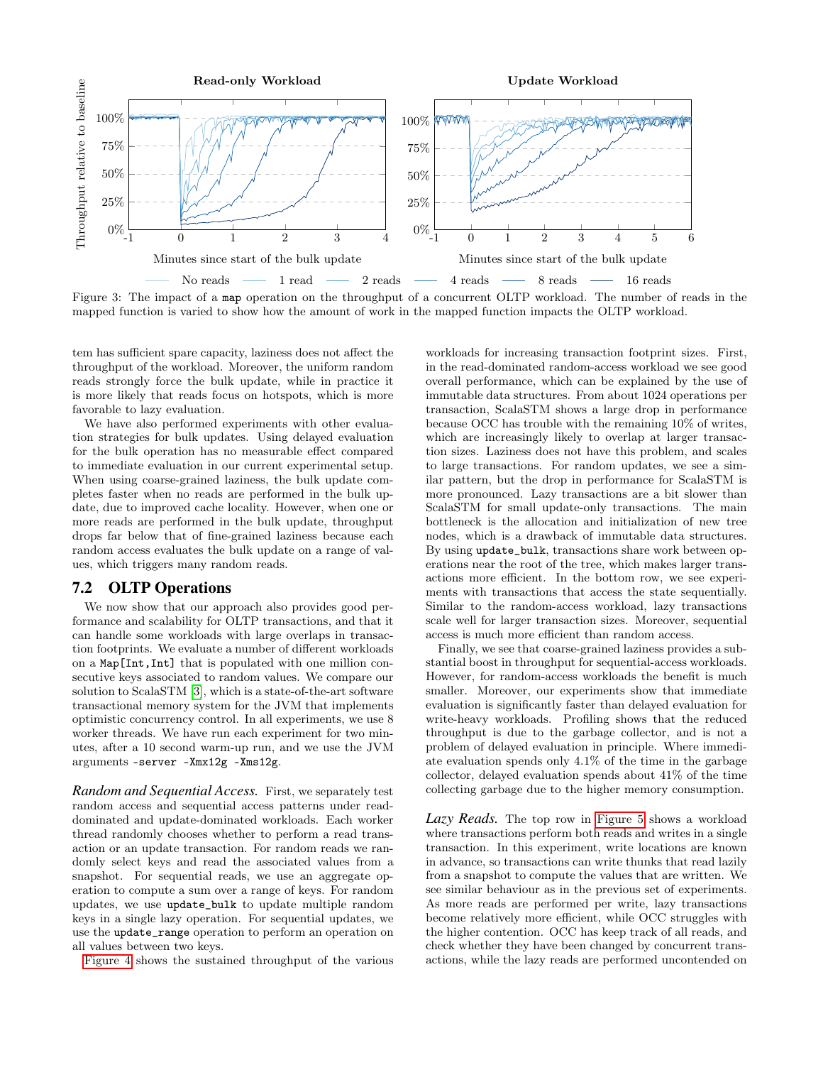Figure 3: The impact of a `map` operation on the throughput of a concurrent OLTP workload. The number of reads in the mapped function is varied to show how the amount of work in the mapped function impacts the OLTP workload.

tem has sufficient spare capacity, laziness does not affect the throughput of the workload. Moreover, the uniform random reads strongly force the bulk update, while in practice it is more likely that reads focus on hotspots, which is more favorable to lazy evaluation.

We have also performed experiments with other evaluation strategies for bulk updates. Using delayed evaluation for the bulk operation has no measurable effect compared to immediate evaluation in our current experimental setup. When using coarse-grained laziness, the bulk update completes faster when no reads are performed in the bulk update, due to improved cache locality. However, when one or more reads are performed in the bulk update, throughput drops far below that of fine-grained laziness because each random access evaluates the bulk update on a range of values, which triggers many random reads.

## 7.2 OLTP Operations

We now show that our approach also provides good performance and scalability for OLTP transactions, and that it can handle some workloads with large overlaps in transaction footprints. We evaluate a number of different workloads on a `Map[Int,Int]` that is populated with one million consecutive keys associated to random values. We compare our solution to ScalaSTM [3], which is a state-of-the-art software transactional memory system for the JVM that implements optimistic concurrency control. In all experiments, we use 8 worker threads. We have run each experiment for two minutes, after a 10 second warm-up run, and we use the JVM arguments `-server -Xmx12g -Xms12g`.

*Random and Sequential Access.* First, we separately test random access and sequential access patterns under read-dominated and update-dominated workloads. Each worker thread randomly chooses whether to perform a read transaction or an update transaction. For random reads we randomly select keys and read the associated values from a snapshot. For sequential reads, we use an aggregate operation to compute a sum over a range of keys. For random updates, we use `update_bulk` to update multiple random keys in a single lazy operation. For sequential updates, we use the `update_range` operation to perform an operation on all values between two keys.

Figure 4 shows the sustained throughput of the various workloads for increasing transaction footprint sizes. First, in the read-dominated random-access workload we see good overall performance, which can be explained by the use of immutable data structures. From about 1024 operations per transaction, ScalaSTM shows a large drop in performance because OCC has trouble with the remaining 10% of writes, which are increasingly likely to overlap at larger transaction sizes. Laziness does not have this problem, and scales to large transactions. For random updates, we see a similar pattern, but the drop in performance for ScalaSTM is more pronounced. Lazy transactions are a bit slower than ScalaSTM for small update-only transactions. The main bottleneck is the allocation and initialization of new tree nodes, which is a drawback of immutable data structures. By using `update_bulk`, transactions share work between operations near the root of the tree, which makes larger transactions more efficient. In the bottom row, we see experiments with transactions that access the state sequentially. Similar to the random-access workload, lazy transactions scale well for larger transaction sizes. Moreover, sequential access is much more efficient than random access.

Finally, we see that coarse-grained laziness provides a substantial boost in throughput for sequential-access workloads. However, for random-access workloads the benefit is much smaller. Moreover, our experiments show that immediate evaluation is significantly faster than delayed evaluation for write-heavy workloads. Profiling shows that the reduced throughput is due to the garbage collector, and is not a problem of delayed evaluation in principle. Where immediate evaluation spends only 4.1% of the time in the garbage collector, delayed evaluation spends about 41% of the time collecting garbage due to the higher memory consumption.

*Lazy Reads.* The top row in Figure 5 shows a workload where transactions perform both reads and writes in a single transaction. In this experiment, write locations are known in advance, so transactions can write thunks that read lazily from a snapshot to compute the values that are written. We see similar behaviour as in the previous set of experiments. As more reads are performed per write, lazy transactions become relatively more efficient, while OCC struggles with the higher contention. OCC has keep track of all reads, and check whether they have been changed by concurrent transactions, while the lazy reads are performed uncontended on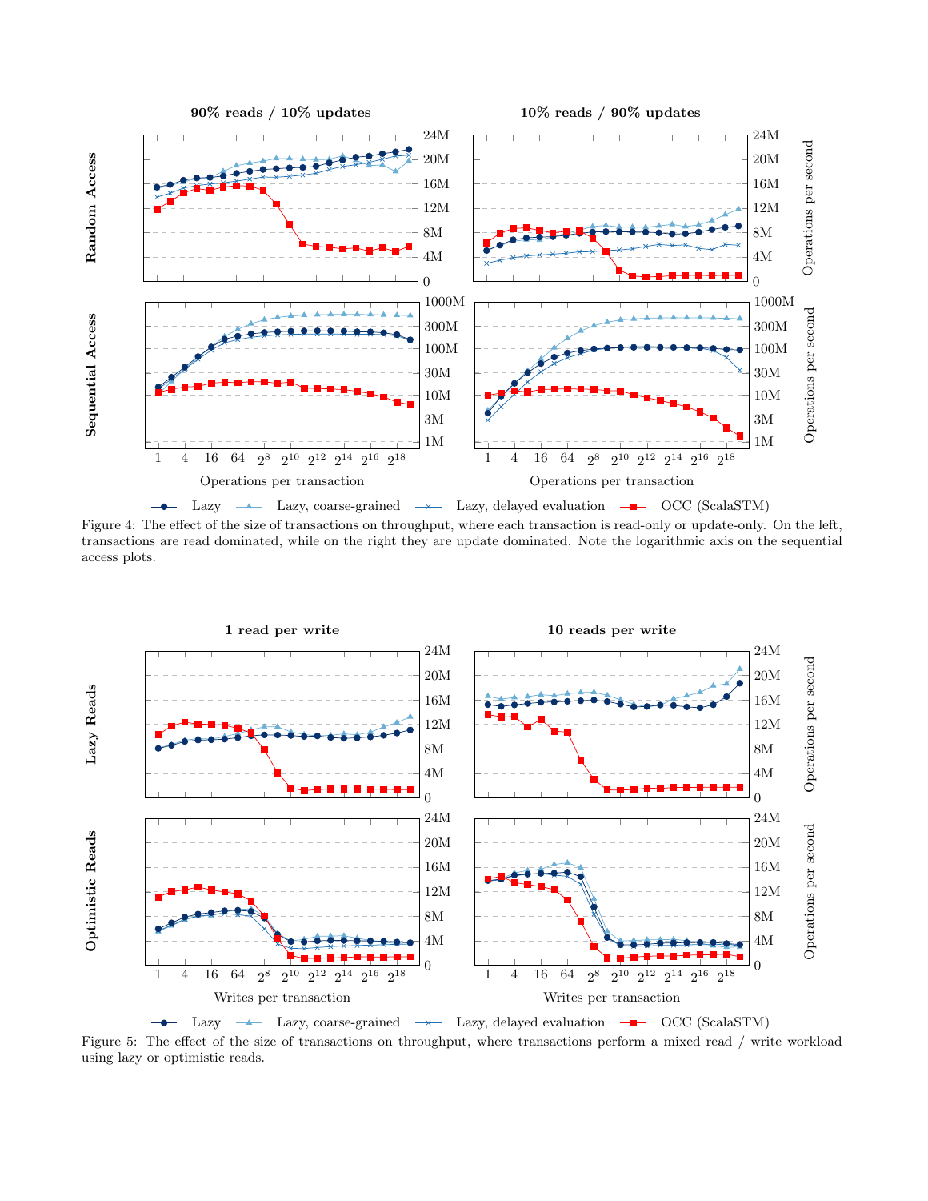Figure 4: The effect of the size of transactions on throughput, where each transaction is read-only or update-only. On the left, transactions are read dominated, while on the right they are update dominated. Note the logarithmic axis on the sequential access plots.

Figure 5: The effect of the size of transactions on throughput, where transactions perform a mixed read / write workload using lazy or optimistic reads.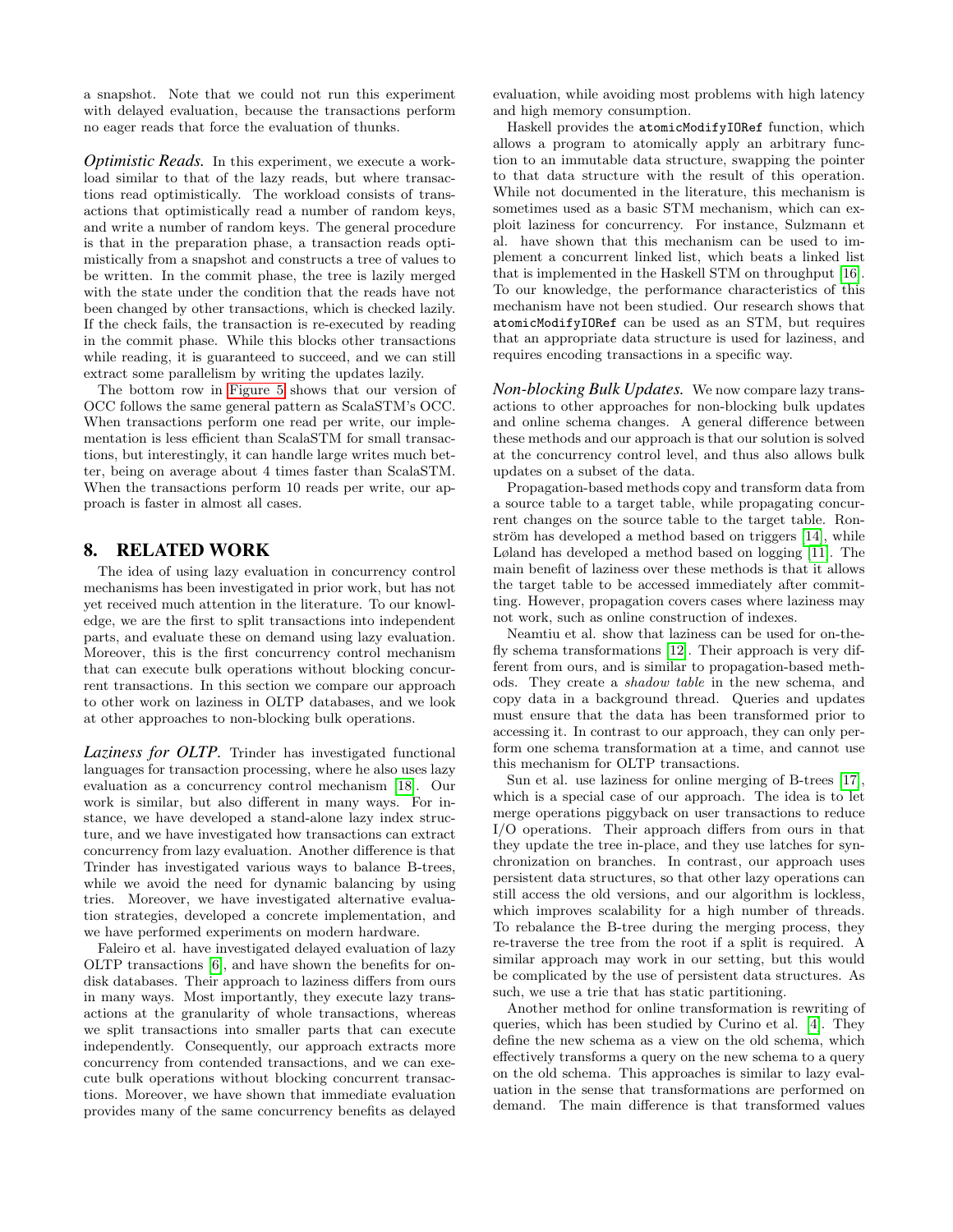a snapshot. Note that we could not run this experiment with delayed evaluation, because the transactions perform no eager reads that force the evaluation of thunks.

***Optimistic Reads.*** In this experiment, we execute a workload similar to that of the lazy reads, but where transactions read optimistically. The workload consists of transactions that optimistically read a number of random keys, and write a number of random keys. The general procedure is that in the preparation phase, a transaction reads optimistically from a snapshot and constructs a tree of values to be written. In the commit phase, the tree is lazily merged with the state under the condition that the reads have not been changed by other transactions, which is checked lazily. If the check fails, the transaction is re-executed by reading in the commit phase. While this blocks other transactions while reading, it is guaranteed to succeed, and we can still extract some parallelism by writing the updates lazily.

The bottom row in Figure 5 shows that our version of OCC follows the same general pattern as ScalaSTM's OCC. When transactions perform one read per write, our implementation is less efficient than ScalaSTM for small transactions, but interestingly, it can handle large writes much better, being on average about 4 times faster than ScalaSTM. When the transactions perform 10 reads per write, our approach is faster in almost all cases.

## 8. RELATED WORK

The idea of using lazy evaluation in concurrency control mechanisms has been investigated in prior work, but has not yet received much attention in the literature. To our knowledge, we are the first to split transactions into independent parts, and evaluate these on demand using lazy evaluation. Moreover, this is the first concurrency control mechanism that can execute bulk operations without blocking concurrent transactions. In this section we compare our approach to other work on laziness in OLTP databases, and we look at other approaches to non-blocking bulk operations.

***Laziness for OLTP.*** Trinder has investigated functional languages for transaction processing, where he also uses lazy evaluation as a concurrency control mechanism [18]. Our work is similar, but also different in many ways. For instance, we have developed a stand-alone lazy index structure, and we have investigated how transactions can extract concurrency from lazy evaluation. Another difference is that Trinder has investigated various ways to balance B-trees, while we avoid the need for dynamic balancing by using tries. Moreover, we have investigated alternative evaluation strategies, developed a concrete implementation, and we have performed experiments on modern hardware.

Faleiro et al. have investigated delayed evaluation of lazy OLTP transactions [6], and have shown the benefits for on-disk databases. Their approach to laziness differs from ours in many ways. Most importantly, they execute lazy transactions at the granularity of whole transactions, whereas we split transactions into smaller parts that can execute independently. Consequently, our approach extracts more concurrency from contended transactions, and we can execute bulk operations without blocking concurrent transactions. Moreover, we have shown that immediate evaluation provides many of the same concurrency benefits as delayed evaluation, while avoiding most problems with high latency and high memory consumption.

Haskell provides the `atomicModifyIORef` function, which allows a program to atomically apply an arbitrary function to an immutable data structure, swapping the pointer to that data structure with the result of this operation. While not documented in the literature, this mechanism is sometimes used as a basic STM mechanism, which can exploit laziness for concurrency. For instance, Sulzmann et al. have shown that this mechanism can be used to implement a concurrent linked list, which beats a linked list that is implemented in the Haskell STM on throughput [16]. To our knowledge, the performance characteristics of this mechanism have not been studied. Our research shows that `atomicModifyIORef` can be used as an STM, but requires that an appropriate data structure is used for laziness, and requires encoding transactions in a specific way.

***Non-blocking Bulk Updates.*** We now compare lazy transactions to other approaches for non-blocking bulk updates and online schema changes. A general difference between these methods and our approach is that our solution is solved at the concurrency control level, and thus also allows bulk updates on a subset of the data.

Propagation-based methods copy and transform data from a source table to a target table, while propagating concurrent changes on the source table to the target table. Ronström has developed a method based on triggers [14], while Løland has developed a method based on logging [11]. The main benefit of laziness over these methods is that it allows the target table to be accessed immediately after committing. However, propagation covers cases where laziness may not work, such as online construction of indexes.

Neamtiu et al. show that laziness can be used for on-the-fly schema transformations [12]. Their approach is very different from ours, and is similar to propagation-based methods. They create a *shadow table* in the new schema, and copy data in a background thread. Queries and updates must ensure that the data has been transformed prior to accessing it. In contrast to our approach, they can only perform one schema transformation at a time, and cannot use this mechanism for OLTP transactions.

Sun et al. use laziness for online merging of B-trees [17], which is a special case of our approach. The idea is to let merge operations piggyback on user transactions to reduce I/O operations. Their approach differs from ours in that they update the tree in-place, and they use latches for synchronization on branches. In contrast, our approach uses persistent data structures, so that other lazy operations can still access the old versions, and our algorithm is lockless, which improves scalability for a high number of threads. To rebalance the B-tree during the merging process, they re-traverse the tree from the root if a split is required. A similar approach may work in our setting, but this would be complicated by the use of persistent data structures. As such, we use a trie that has static partitioning.

Another method for online transformation is rewriting of queries, which has been studied by Curino et al. [4]. They define the new schema as a view on the old schema, which effectively transforms a query on the new schema to a query on the old schema. This approaches is similar to lazy evaluation in the sense that transformations are performed on demand. The main difference is that transformed values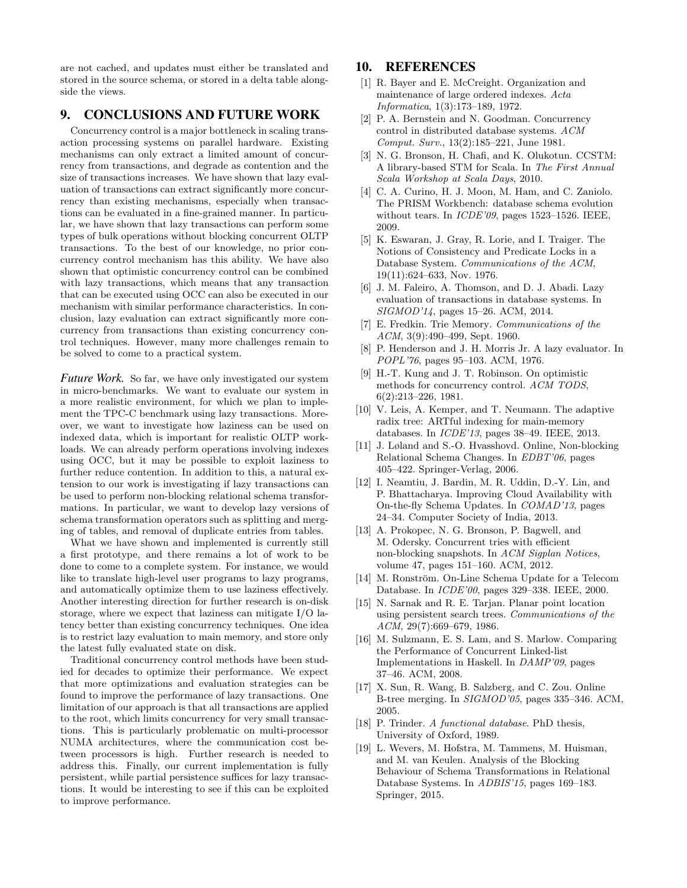are not cached, and updates must either be translated and stored in the source schema, or stored in a delta table alongside the views.

## 9. CONCLUSIONS AND FUTURE WORK

Concurrency control is a major bottleneck in scaling transaction processing systems on parallel hardware. Existing mechanisms can only extract a limited amount of concurrency from transactions, and degrade as contention and the size of transactions increases. We have shown that lazy evaluation of transactions can extract significantly more concurrency than existing mechanisms, especially when transactions can be evaluated in a fine-grained manner. In particular, we have shown that lazy transactions can perform some types of bulk operations without blocking concurrent OLTP transactions. To the best of our knowledge, no prior concurrency control mechanism has this ability. We have also shown that optimistic concurrency control can be combined with lazy transactions, which means that any transaction that can be executed using OCC can also be executed in our mechanism with similar performance characteristics. In conclusion, lazy evaluation can extract significantly more concurrency from transactions than existing concurrency control techniques. However, many more challenges remain to be solved to come to a practical system.

***Future Work.*** So far, we have only investigated our system in micro-benchmarks. We want to evaluate our system in a more realistic environment, for which we plan to implement the TPC-C benchmark using lazy transactions. Moreover, we want to investigate how laziness can be used on indexed data, which is important for realistic OLTP workloads. We can already perform operations involving indexes using OCC, but it may be possible to exploit laziness to further reduce contention. In addition to this, a natural extension to our work is investigating if lazy transactions can be used to perform non-blocking relational schema transformations. In particular, we want to develop lazy versions of schema transformation operators such as splitting and merging of tables, and removal of duplicate entries from tables.

What we have shown and implemented is currently still a first prototype, and there remains a lot of work to be done to come to a complete system. For instance, we would like to translate high-level user programs to lazy programs, and automatically optimize them to use laziness effectively. Another interesting direction for further research is on-disk storage, where we expect that laziness can mitigate I/O latency better than existing concurrency techniques. One idea is to restrict lazy evaluation to main memory, and store only the latest fully evaluated state on disk.

Traditional concurrency control methods have been studied for decades to optimize their performance. We expect that more optimizations and evaluation strategies can be found to improve the performance of lazy transactions. One limitation of our approach is that all transactions are applied to the root, which limits concurrency for very small transactions. This is particularly problematic on multi-processor NUMA architectures, where the communication cost between processors is high. Further research is needed to address this. Finally, our current implementation is fully persistent, while partial persistence suffices for lazy transactions. It would be interesting to see if this can be exploited to improve performance.

## 10. REFERENCES

[1] R. Bayer and E. McCreight. Organization and maintenance of large ordered indexes. *Acta Informatica*, 1(3):173–189, 1972.

[2] P. A. Bernstein and N. Goodman. Concurrency control in distributed database systems. *ACM Comput. Surv.*, 13(2):185–221, June 1981.

[3] N. G. Bronson, H. Chafi, and K. Olukotun. CCSTM: A library-based STM for Scala. In *The First Annual Scala Workshop at Scala Days*, 2010.

[4] C. A. Curino, H. J. Moon, M. Ham, and C. Zaniolo. The PRISM Workbench: database schema evolution without tears. In *ICDE'09*, pages 1523–1526. IEEE, 2009.

[5] K. Eswaran, J. Gray, R. Lorie, and I. Traiger. The Notions of Consistency and Predicate Locks in a Database System. *Communications of the ACM*, 19(11):624–633, Nov. 1976.

[6] J. M. Faleiro, A. Thomson, and D. J. Abadi. Lazy evaluation of transactions in database systems. In *SIGMOD'14*, pages 15–26. ACM, 2014.

[7] E. Fredkin. Trie Memory. *Communications of the ACM*, 3(9):490–499, Sept. 1960.

[8] P. Henderson and J. H. Morris Jr. A lazy evaluator. In *POPL'76*, pages 95–103. ACM, 1976.

[9] H.-T. Kung and J. T. Robinson. On optimistic methods for concurrency control. *ACM TODS*, 6(2):213–226, 1981.

[10] V. Leis, A. Kemper, and T. Neumann. The adaptive radix tree: ARTful indexing for main-memory databases. In *ICDE'13*, pages 38–49. IEEE, 2013.

[11] J. Løland and S.-O. Hvasshovd. Online, Non-blocking Relational Schema Changes. In *EDBT'06*, pages 405–422. Springer-Verlag, 2006.

[12] I. Neamtiu, J. Bardin, M. R. Uddin, D.-Y. Lin, and P. Bhattacharya. Improving Cloud Availability with On-the-fly Schema Updates. In *COMAD'13*, pages 24–34. Computer Society of India, 2013.

[13] A. Prokopec, N. G. Bronson, P. Bagwell, and M. Odersky. Concurrent tries with efficient non-blocking snapshots. In *ACM Sigplan Notices*, volume 47, pages 151–160. ACM, 2012.

[14] M. Ronström. On-Line Schema Update for a Telecom Database. In *ICDE'00*, pages 329–338. IEEE, 2000.

[15] N. Sarnak and R. E. Tarjan. Planar point location using persistent search trees. *Communications of the ACM*, 29(7):669–679, 1986.

[16] M. Sulzmann, E. S. Lam, and S. Marlow. Comparing the Performance of Concurrent Linked-list Implementations in Haskell. In *DAMP'09*, pages 37–46. ACM, 2008.

[17] X. Sun, R. Wang, B. Salzberg, and C. Zou. Online B-tree merging. In *SIGMOD'05*, pages 335–346. ACM, 2005.

[18] P. Trinder. *A functional database*. PhD thesis, University of Oxford, 1989.

[19] L. Wevers, M. Hofstra, M. Tammens, M. Huisman, and M. van Keulen. Analysis of the Blocking Behaviour of Schema Transformations in Relational Database Systems. In *ADBIS'15*, pages 169–183. Springer, 2015.